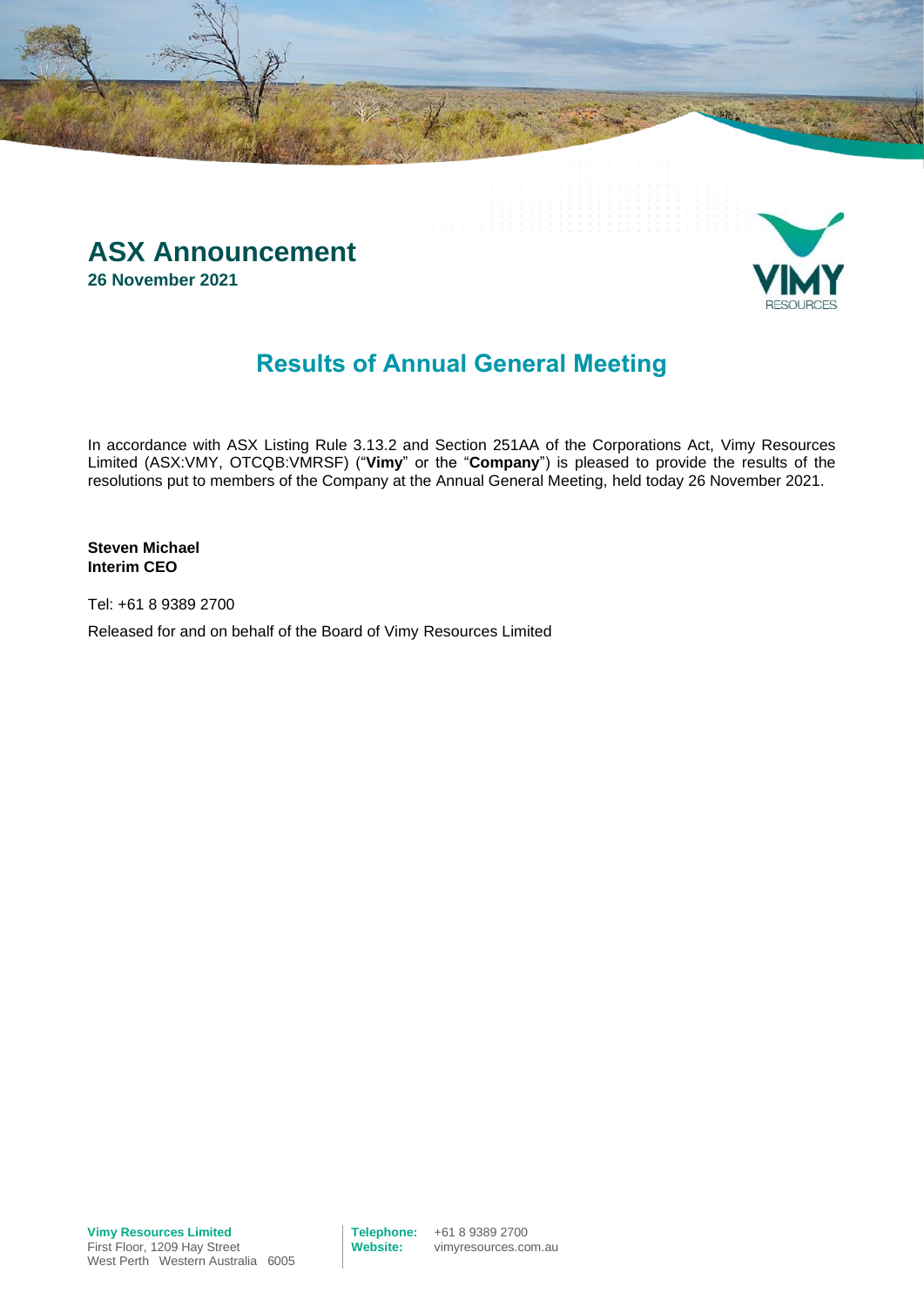# ASX Announcement

**26 November 2021**

## Results of Annual General Meeting

In accordance with ASX Listing Rule 3.13.2 and Section 251AA of the Corporations Act, Vimy Resources Limited (ASX:VMY, OTCQB:VMRSF) ("**Vimy**" or the "**Company**") is pleased to provide the results of the resolutions put to members of the Company at the Annual General Meeting, held today 26 November 2021.

**Steven Michael**
**Interim CEO**

Tel: +61 8 9389 2700

Released for and on behalf of the Board of Vimy Resources Limited

**Vimy Resources Limited**
First Floor, 1209 Hay Street
West Perth Western Australia 6005

**Telephone:** +61 8 9389 2700
**Website:** vimyresources.com.au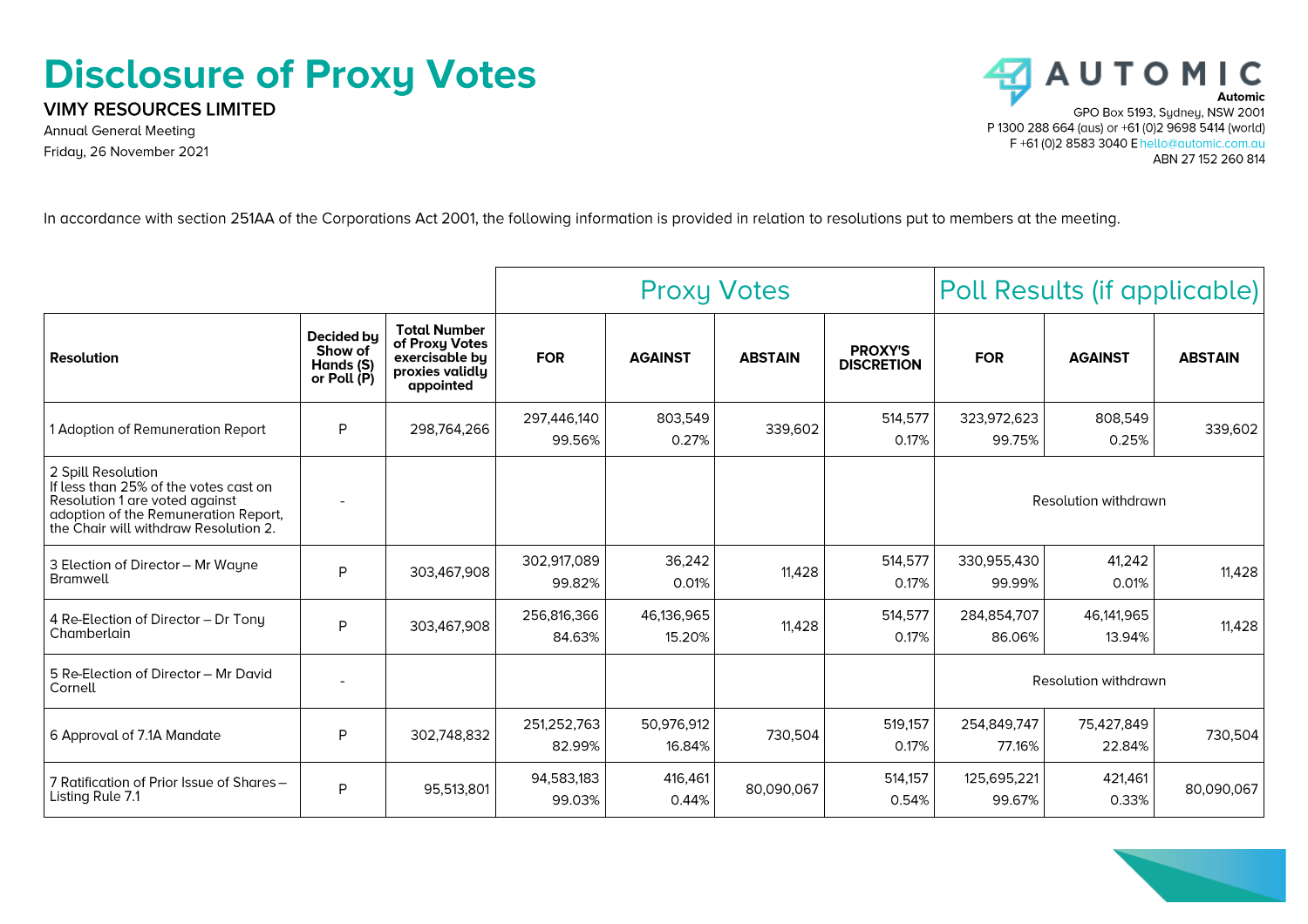# Disclosure of Proxy Votes

**VIMY RESOURCES LIMITED**

Annual General Meeting

Friday, 26 November 2021

**Automic**
GPO Box 5193, Sydney, NSW 2001
P 1300 288 664 (aus) or +61 (0)2 9698 5414 (world)
F +61 (0)2 8583 3040 E hello@automic.com.au
ABN 27 152 260 814

In accordance with section 251AA of the Corporations Act 2001, the following information is provided in relation to resolutions put to members at the meeting.

| | | | Proxy Votes | | | | Poll Results (if applicable) | | |
|---|---|---|---|---|---|---|---|---|---|
| **Resolution** | **Decided by Show of Hands (S) or Poll (P)** | **Total Number of Proxy Votes exercisable by proxies validly appointed** | **FOR** | **AGAINST** | **ABSTAIN** | **PROXY'S DISCRETION** | **FOR** | **AGAINST** | **ABSTAIN** |
| 1 Adoption of Remuneration Report | P | 298,764,266 | 297,446,140 99.56% | 803,549 0.27% | 339,602 | 514,577 0.17% | 323,972,623 99.75% | 808,549 0.25% | 339,602 |
| 2 Spill Resolution If less than 25% of the votes cast on Resolution 1 are voted against adoption of the Remuneration Report, the Chair will withdraw Resolution 2. | - | | | | | | Resolution withdrawn | | |
| 3 Election of Director – Mr Wayne Bramwell | P | 303,467,908 | 302,917,089 99.82% | 36,242 0.01% | 11,428 | 514,577 0.17% | 330,955,430 99.99% | 41,242 0.01% | 11,428 |
| 4 Re-Election of Director – Dr Tony Chamberlain | P | 303,467,908 | 256,816,366 84.63% | 46,136,965 15.20% | 11,428 | 514,577 0.17% | 284,854,707 86.06% | 46,141,965 13.94% | 11,428 |
| 5 Re-Election of Director – Mr David Cornell | - | | | | | | Resolution withdrawn | | |
| 6 Approval of 7.1A Mandate | P | 302,748,832 | 251,252,763 82.99% | 50,976,912 16.84% | 730,504 | 519,157 0.17% | 254,849,747 77.16% | 75,427,849 22.84% | 730,504 |
| 7 Ratification of Prior Issue of Shares – Listing Rule 7.1 | P | 95,513,801 | 94,583,183 99.03% | 416,461 0.44% | 80,090,067 | 514,157 0.54% | 125,695,221 99.67% | 421,461 0.33% | 80,090,067 |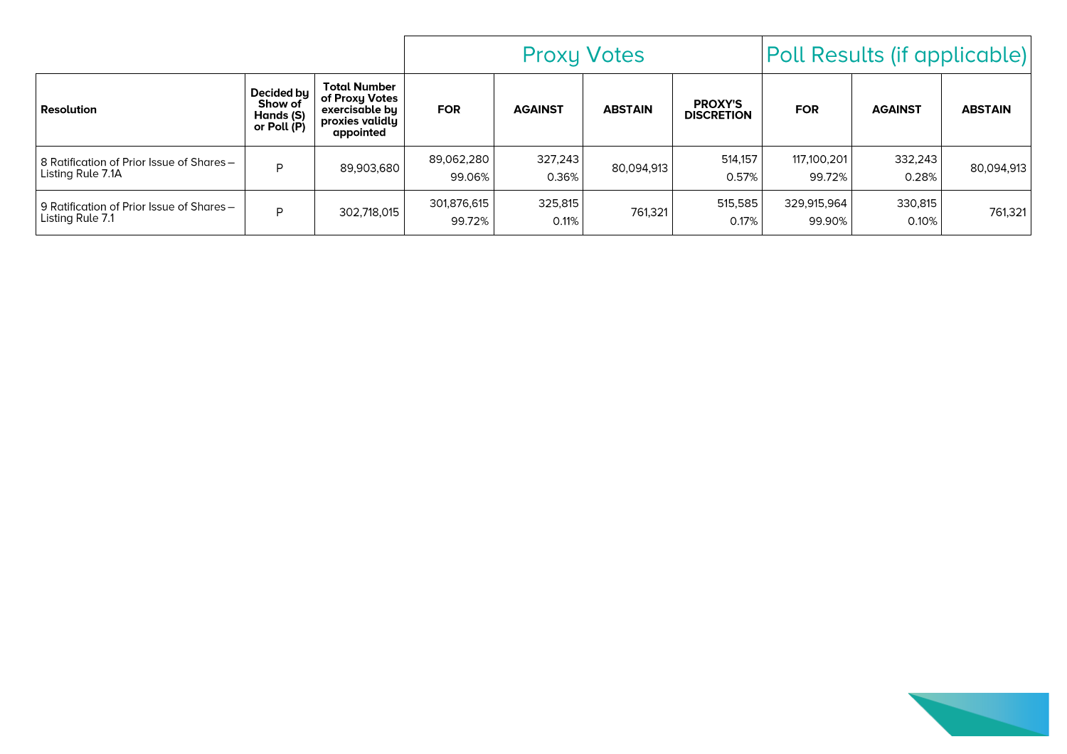| Resolution | Decided by Show of Hands (S) or Poll (P) | Total Number of Proxy Votes exercisable by proxies validly appointed | Proxy Votes | | | | Poll Results (if applicable) | | |
|---|---|---|---|---|---|---|---|---|---|
| | | | FOR | AGAINST | ABSTAIN | PROXY'S DISCRETION | FOR | AGAINST | ABSTAIN |
| 8 Ratification of Prior Issue of Shares – Listing Rule 7.1A | P | 89,903,680 | 89,062,280 99.06% | 327,243 0.36% | 80,094,913 | 514,157 0.57% | 117,100,201 99.72% | 332,243 0.28% | 80,094,913 |
| 9 Ratification of Prior Issue of Shares – Listing Rule 7.1 | P | 302,718,015 | 301,876,615 99.72% | 325,815 0.11% | 761,321 | 515,585 0.17% | 329,915,964 99.90% | 330,815 0.10% | 761,321 |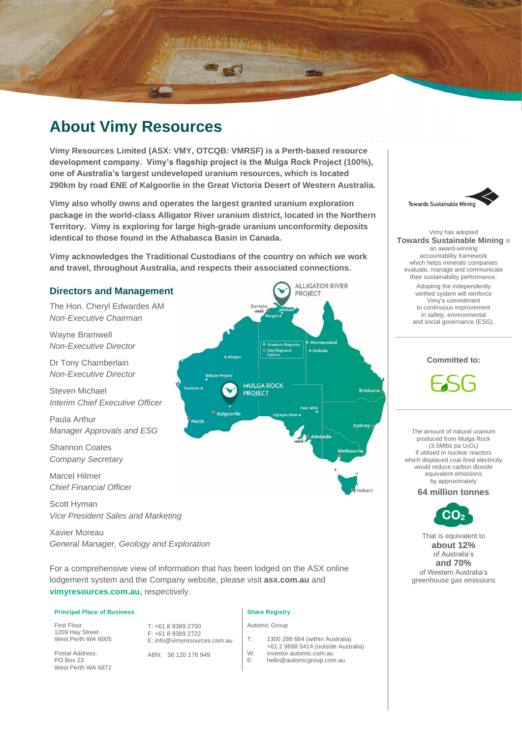# About Vimy Resources

**Vimy Resources Limited (ASX: VMY, OTCQB: VMRSF) is a Perth-based resource development company. Vimy's flagship project is the Mulga Rock Project (100%), one of Australia's largest undeveloped uranium resources, which is located 290km by road ENE of Kalgoorlie in the Great Victoria Desert of Western Australia.**

**Vimy also wholly owns and operates the largest granted uranium exploration package in the world-class Alligator River uranium district, located in the Northern Territory. Vimy is exploring for large high-grade uranium unconformity deposits identical to those found in the Athabasca Basin in Canada.**

**Vimy acknowledges the Traditional Custodians of the country on which we work and travel, throughout Australia, and respects their associated connections.**

## Directors and Management

The Hon. Cheryl Edwardes AM
*Non-Executive Chairman*

Wayne Bramwell
*Non-Executive Director*

Dr Tony Chamberlain
*Non-Executive Director*

Steven Michael
*Interim Chief Executive Officer*

Paula Arthur
*Manager Approvals and ESG*

Shannon Coates
*Company Secretary*

Marcel Hilmer
*Chief Financial Officer*

Scott Hyman
*Vice President Sales and Marketing*

Xavier Moreau
*General Manager, Geology and Exploration*

ALLIGATOR RIVER PROJECT
Darwin
Jabiluka
Ranger
Uranium Deposits
City/Regional Centre
Westmoreland
Valhalla
Kintyre
Wiluna Project
Yeelirrie
MULGA ROCK PROJECT
Kalgoorlie
Perth
Four Mile
Olympic Dam
Brisbane
Sydney
Adelaide
Melbourne
Hobart

For a comprehensive view of information that has been lodged on the ASX online lodgement system and the Company website, please visit **asx.com.au** and **vimyresources.com.au,** respectively.

**Principal Place of Business**

First Floor
1209 Hay Street
West Perth WA 6005

Postal Address:
PO Box 23
West Perth WA 6872

T: +61 8 9389 2700
F: +61 8 9389 2722
E: info@vimyresources.com.au

ABN: 56 120 178 949

**Share Registry**

Automic Group

T: 1300 288 664 (within Australia)
+61 2 9698 5414 (outside Australia)
W: investor.automic.com.au
E: hello@automicgroup.com.au

Towards Sustainable Mining

Vimy has adopted
**Towards Sustainable Mining ®**
an award-winning accountability framework which helps minerals companies evaluate, manage and communicate their sustainability performance.

Adopting the independently verified system will reinforce Vimy's commitment to continuous improvement in safety, environmental and social governance (ESG).

**Committed to:**

ESG

The amount of natural uranium produced from Mulga Rock (3.5Mlbs pa $U_3O_8$) if utilised in nuclear reactors which displaced coal-fired electricity would reduce carbon dioxide equivalent emissions by approximately

**64 million tonnes**

$CO_2$

That is equivalent to
**about 12%**
of Australia's
**and 70%**
of Western Australia's greenhouse gas emissions